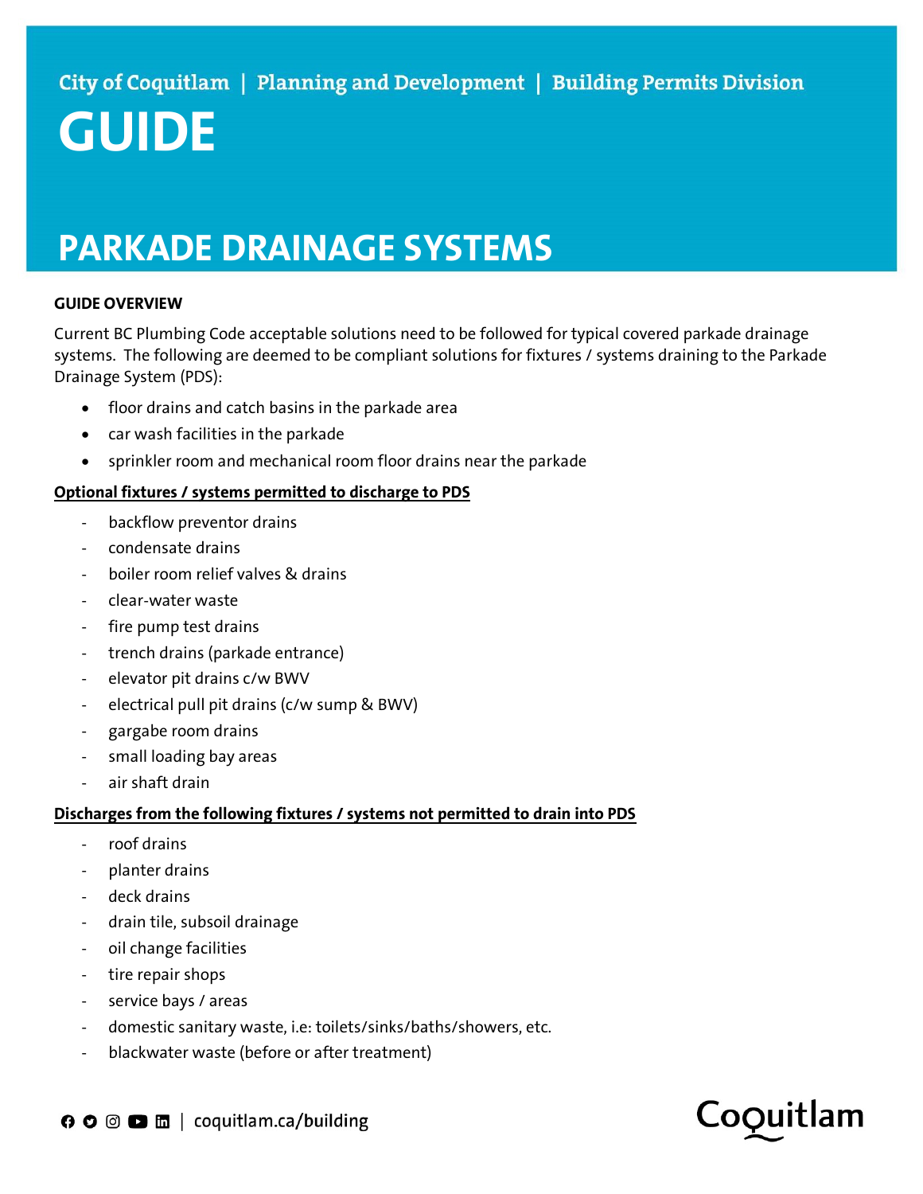City of Coquitlam | Planning and Development | Building Permits Division

# GUIDE

# PARKADE DRAINAGE SYSTEMS

**GUIDE OVERVIEW**

Current BC Plumbing Code acceptable solutions need to be followed for typical covered parkade drainage systems. The following are deemed to be compliant solutions for fixtures / systems draining to the Parkade Drainage System (PDS):

- floor drains and catch basins in the parkade area
- car wash facilities in the parkade
- sprinkler room and mechanical room floor drains near the parkade

**Optional fixtures / systems permitted to discharge to PDS**

- backflow preventor drains
- condensate drains
- boiler room relief valves & drains
- clear-water waste
- fire pump test drains
- trench drains (parkade entrance)
- elevator pit drains c/w BWV
- electrical pull pit drains (c/w sump & BWV)
- gargabe room drains
- small loading bay areas
- air shaft drain

**Discharges from the following fixtures / systems not permitted to drain into PDS**

- roof drains
- planter drains
- deck drains
- drain tile, subsoil drainage
- oil change facilities
- tire repair shops
- service bays / areas
- domestic sanitary waste, i.e: toilets/sinks/baths/showers, etc.
- blackwater waste (before or after treatment)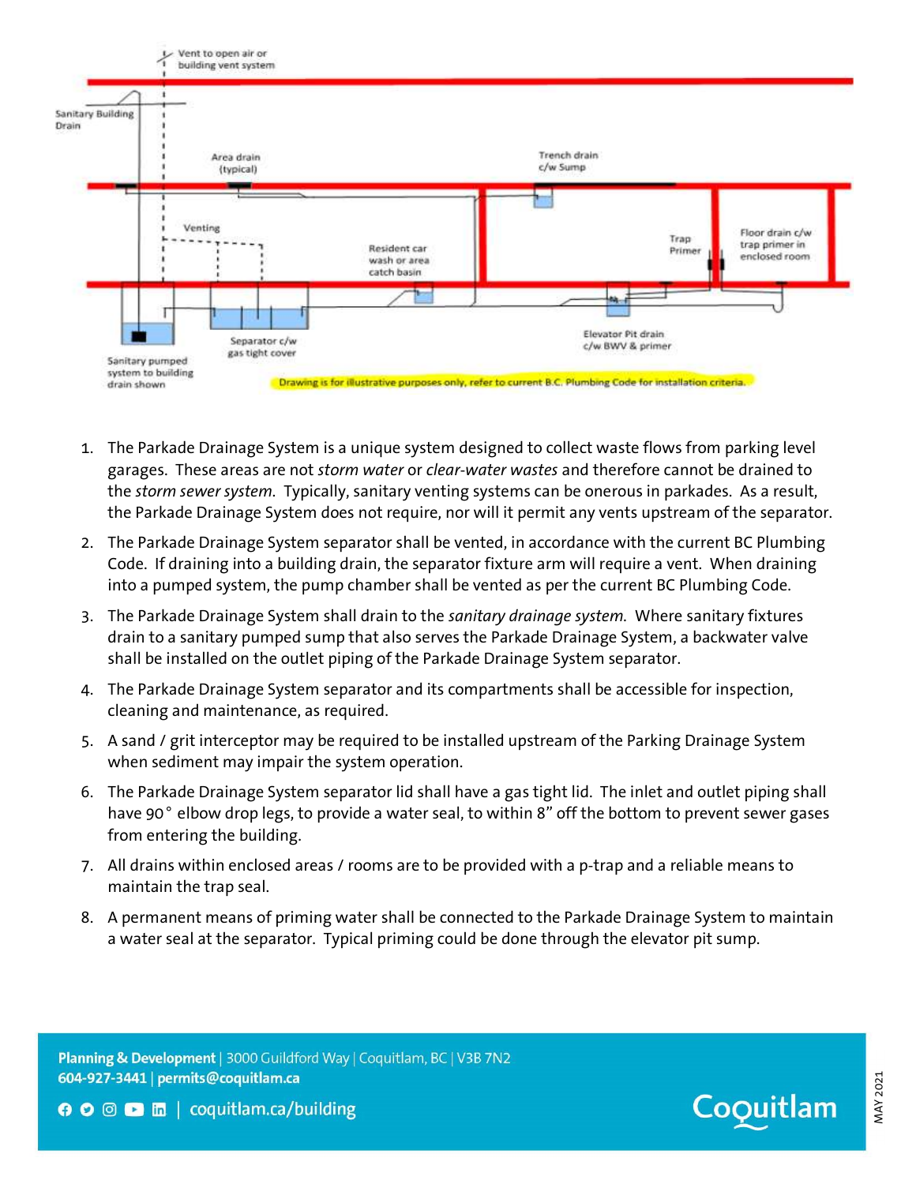Drawing is for illustrative purposes only, refer to current B.C. Plumbing Code for installation criteria.

1. The Parkade Drainage System is a unique system designed to collect waste flows from parking level garages. These areas are not *storm water* or *clear-water wastes* and therefore cannot be drained to the *storm sewer system*. Typically, sanitary venting systems can be onerous in parkades. As a result, the Parkade Drainage System does not require, nor will it permit any vents upstream of the separator.
2. The Parkade Drainage System separator shall be vented, in accordance with the current BC Plumbing Code. If draining into a building drain, the separator fixture arm will require a vent. When draining into a pumped system, the pump chamber shall be vented as per the current BC Plumbing Code.
3. The Parkade Drainage System shall drain to the *sanitary drainage system*. Where sanitary fixtures drain to a sanitary pumped sump that also serves the Parkade Drainage System, a backwater valve shall be installed on the outlet piping of the Parkade Drainage System separator.
4. The Parkade Drainage System separator and its compartments shall be accessible for inspection, cleaning and maintenance, as required.
5. A sand / grit interceptor may be required to be installed upstream of the Parking Drainage System when sediment may impair the system operation.
6. The Parkade Drainage System separator lid shall have a gas tight lid. The inlet and outlet piping shall have 90° elbow drop legs, to provide a water seal, to within 8" off the bottom to prevent sewer gases from entering the building.
7. All drains within enclosed areas / rooms are to be provided with a p-trap and a reliable means to maintain the trap seal.
8. A permanent means of priming water shall be connected to the Parkade Drainage System to maintain a water seal at the separator. Typical priming could be done through the elevator pit sump.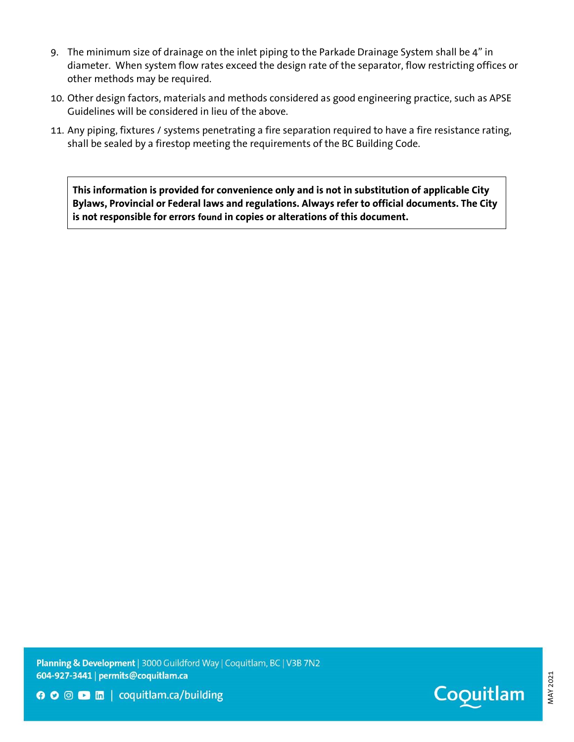9. The minimum size of drainage on the inlet piping to the Parkade Drainage System shall be 4" in diameter. When system flow rates exceed the design rate of the separator, flow restricting offices or other methods may be required.
10. Other design factors, materials and methods considered as good engineering practice, such as APSE Guidelines will be considered in lieu of the above.
11. Any piping, fixtures / systems penetrating a fire separation required to have a fire resistance rating, shall be sealed by a firestop meeting the requirements of the BC Building Code.

**This information is provided for convenience only and is not in substitution of applicable City Bylaws, Provincial or Federal laws and regulations. Always refer to official documents. The City is not responsible for errors found in copies or alterations of this document.**

**Planning & Development** | 3000 Guildford Way | Coquitlam, BC | V3B 7N2
**604-927-3441** | **permits@coquitlam.ca**

coquitlam.ca/building

Coquitlam

MAY 2021